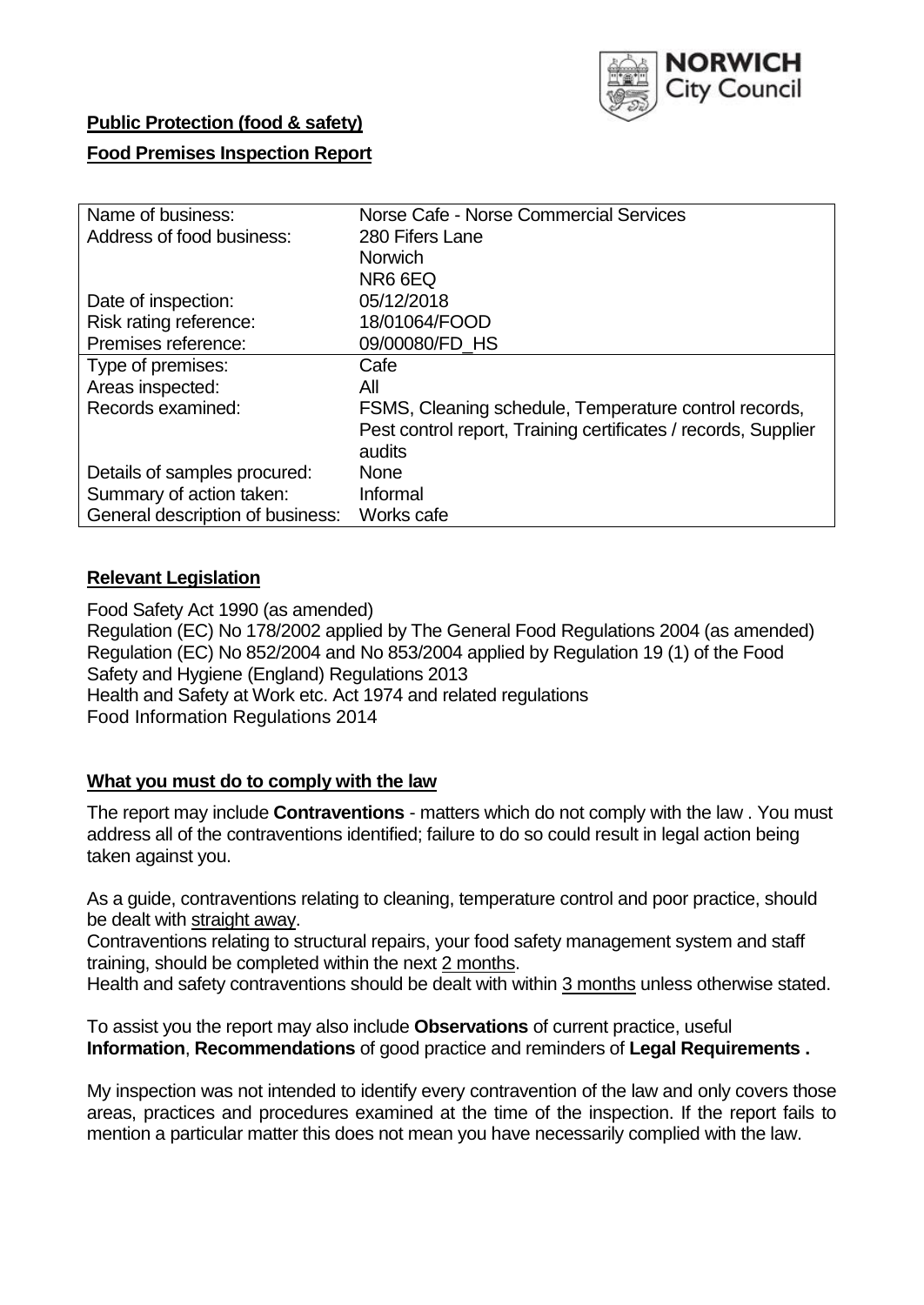NORWICH City Council

**Public Protection (food & safety)**

**Food Premises Inspection Report**

| | |
|---|---|
| Name of business: | Norse Cafe - Norse Commercial Services |
| Address of food business: | 280 Fifers Lane<br>Norwich<br>NR6 6EQ |
| Date of inspection: | 05/12/2018 |
| Risk rating reference: | 18/01064/FOOD |
| Premises reference: | 09/00080/FD_HS |
| Type of premises: | Cafe |
| Areas inspected: | All |
| Records examined: | FSMS, Cleaning schedule, Temperature control records, Pest control report, Training certificates / records, Supplier audits |
| Details of samples procured: | None |
| Summary of action taken: | Informal |
| General description of business: | Works cafe |

## **Relevant Legislation**

Food Safety Act 1990 (as amended)
Regulation (EC) No 178/2002 applied by The General Food Regulations 2004 (as amended)
Regulation (EC) No 852/2004 and No 853/2004 applied by Regulation 19 (1) of the Food Safety and Hygiene (England) Regulations 2013
Health and Safety at Work etc. Act 1974 and related regulations
Food Information Regulations 2014

## **What you must do to comply with the law**

The report may include **Contraventions** - matters which do not comply with the law . You must address all of the contraventions identified; failure to do so could result in legal action being taken against you.

As a guide, contraventions relating to cleaning, temperature control and poor practice, should be dealt with straight away.

Contraventions relating to structural repairs, your food safety management system and staff training, should be completed within the next 2 months.

Health and safety contraventions should be dealt with within 3 months unless otherwise stated.

To assist you the report may also include **Observations** of current practice, useful **Information**, **Recommendations** of good practice and reminders of **Legal Requirements .**

My inspection was not intended to identify every contravention of the law and only covers those areas, practices and procedures examined at the time of the inspection. If the report fails to mention a particular matter this does not mean you have necessarily complied with the law.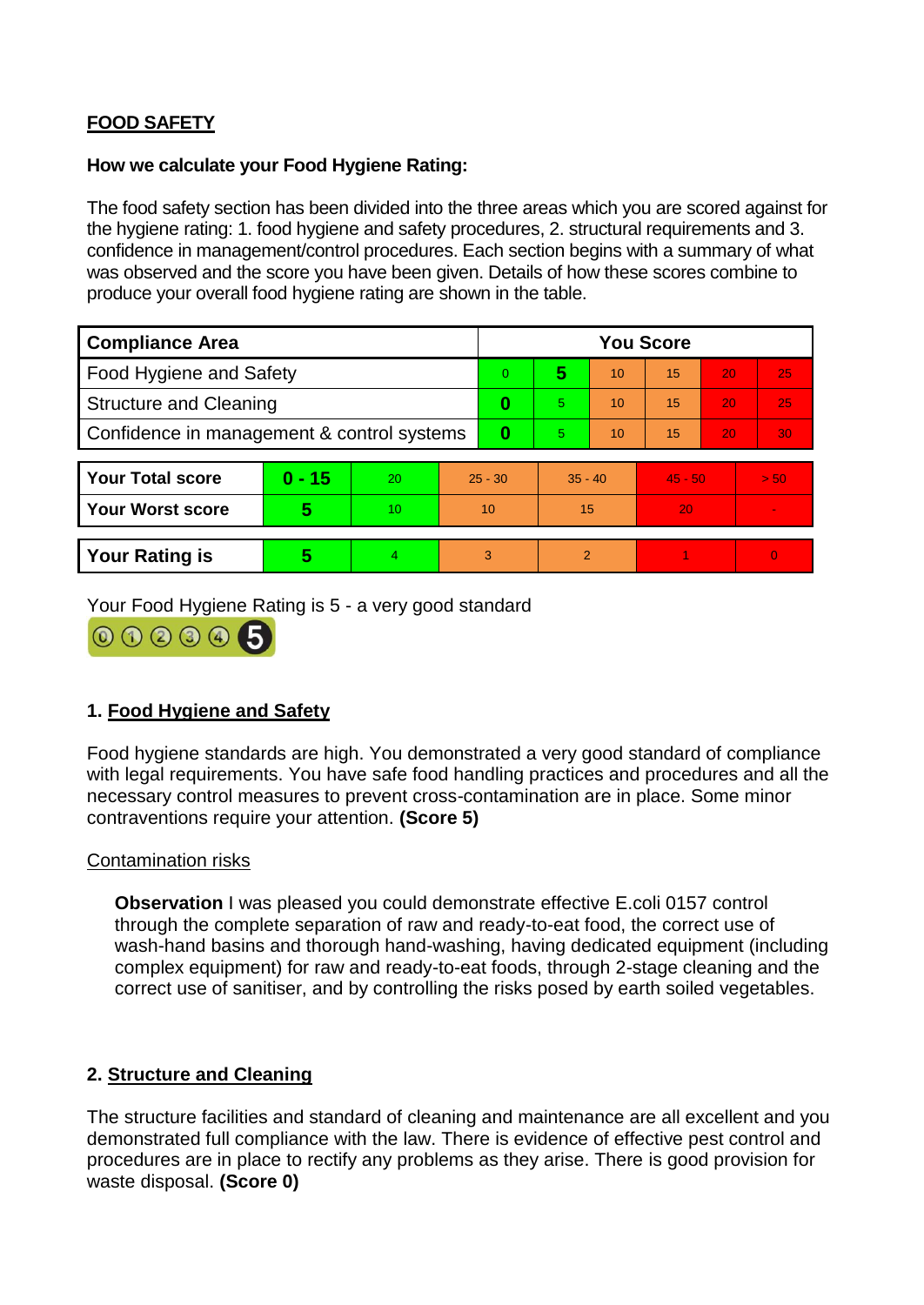**FOOD SAFETY**

**How we calculate your Food Hygiene Rating:**

The food safety section has been divided into the three areas which you are scored against for the hygiene rating: 1. food hygiene and safety procedures, 2. structural requirements and 3. confidence in management/control procedures. Each section begins with a summary of what was observed and the score you have been given. Details of how these scores combine to produce your overall food hygiene rating are shown in the table.

| Compliance Area | You Score | | | | | |
|---|---|---|---|---|---|---|
| Food Hygiene and Safety | 0 | **5** | 10 | 15 | 20 | 25 |
| Structure and Cleaning | **0** | 5 | 10 | 15 | 20 | 25 |
| Confidence in management & control systems | **0** | 5 | 10 | 15 | 20 | 30 |

| | | | | | | |
|---|---|---|---|---|---|---|
| **Your Total score** | **0 - 15** | 20 | 25 - 30 | 35 - 40 | 45 - 50 | > 50 |
| **Your Worst score** | **5** | 10 | 10 | 15 | 20 | - |

| | | | | | | |
|---|---|---|---|---|---|---|
| **Your Rating is** | **5** | 4 | 3 | 2 | 1 | 0 |

Your Food Hygiene Rating is 5 - a very good standard

## 1. Food Hygiene and Safety

Food hygiene standards are high. You demonstrated a very good standard of compliance with legal requirements. You have safe food handling practices and procedures and all the necessary control measures to prevent cross-contamination are in place. Some minor contraventions require your attention. **(Score 5)**

Contamination risks

**Observation** I was pleased you could demonstrate effective E.coli 0157 control through the complete separation of raw and ready-to-eat food, the correct use of wash-hand basins and thorough hand-washing, having dedicated equipment (including complex equipment) for raw and ready-to-eat foods, through 2-stage cleaning and the correct use of sanitiser, and by controlling the risks posed by earth soiled vegetables.

## 2. Structure and Cleaning

The structure facilities and standard of cleaning and maintenance are all excellent and you demonstrated full compliance with the law. There is evidence of effective pest control and procedures are in place to rectify any problems as they arise. There is good provision for waste disposal. **(Score 0)**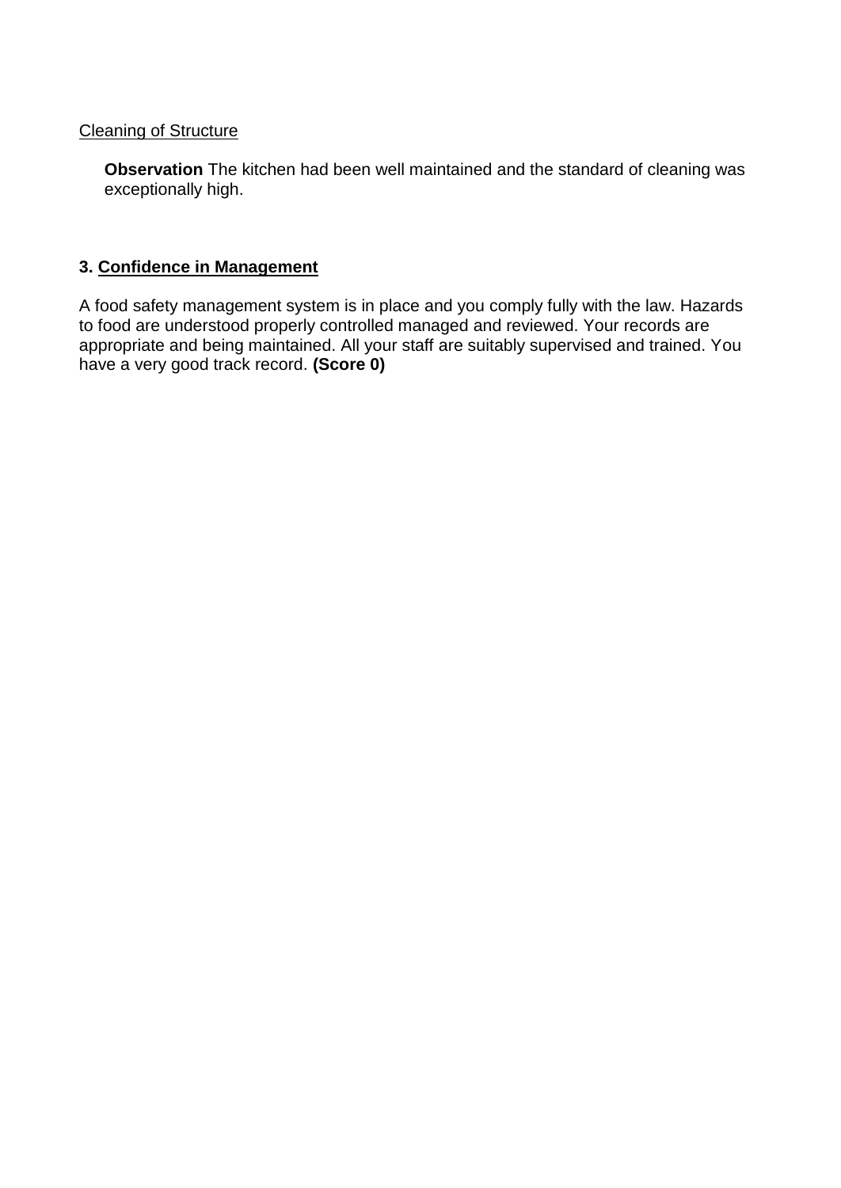Cleaning of Structure

**Observation** The kitchen had been well maintained and the standard of cleaning was exceptionally high.

### 3. Confidence in Management

A food safety management system is in place and you comply fully with the law. Hazards to food are understood properly controlled managed and reviewed. Your records are appropriate and being maintained. All your staff are suitably supervised and trained. You have a very good track record. **(Score 0)**